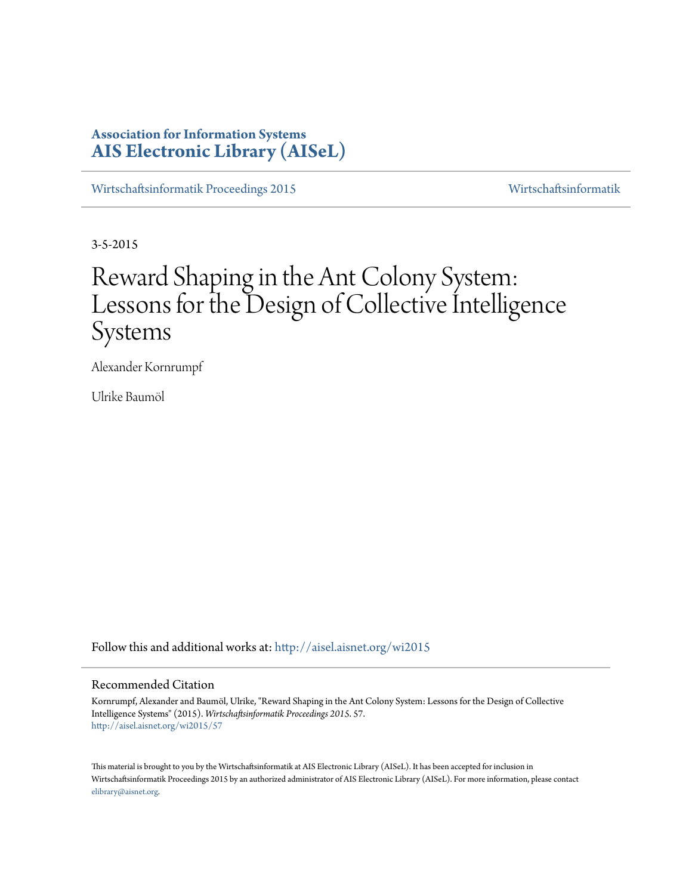**Association for Information Systems**
**AIS Electronic Library (AISeL)**

Wirtschaftsinformatik Proceedings 2015 | Wirtschaftsinformatik

3-5-2015

# Reward Shaping in the Ant Colony System: Lessons for the Design of Collective Intelligence Systems

Alexander Kornrumpf

Ulrike Baumöl

Follow this and additional works at: http://aisel.aisnet.org/wi2015

## Recommended Citation

Kornrumpf, Alexander and Baumöl, Ulrike, "Reward Shaping in the Ant Colony System: Lessons for the Design of Collective Intelligence Systems" (2015). *Wirtschaftsinformatik Proceedings 2015*. 57.
http://aisel.aisnet.org/wi2015/57

This material is brought to you by the Wirtschaftsinformatik at AIS Electronic Library (AISeL). It has been accepted for inclusion in Wirtschaftsinformatik Proceedings 2015 by an authorized administrator of AIS Electronic Library (AISeL). For more information, please contact elibrary@aisnet.org.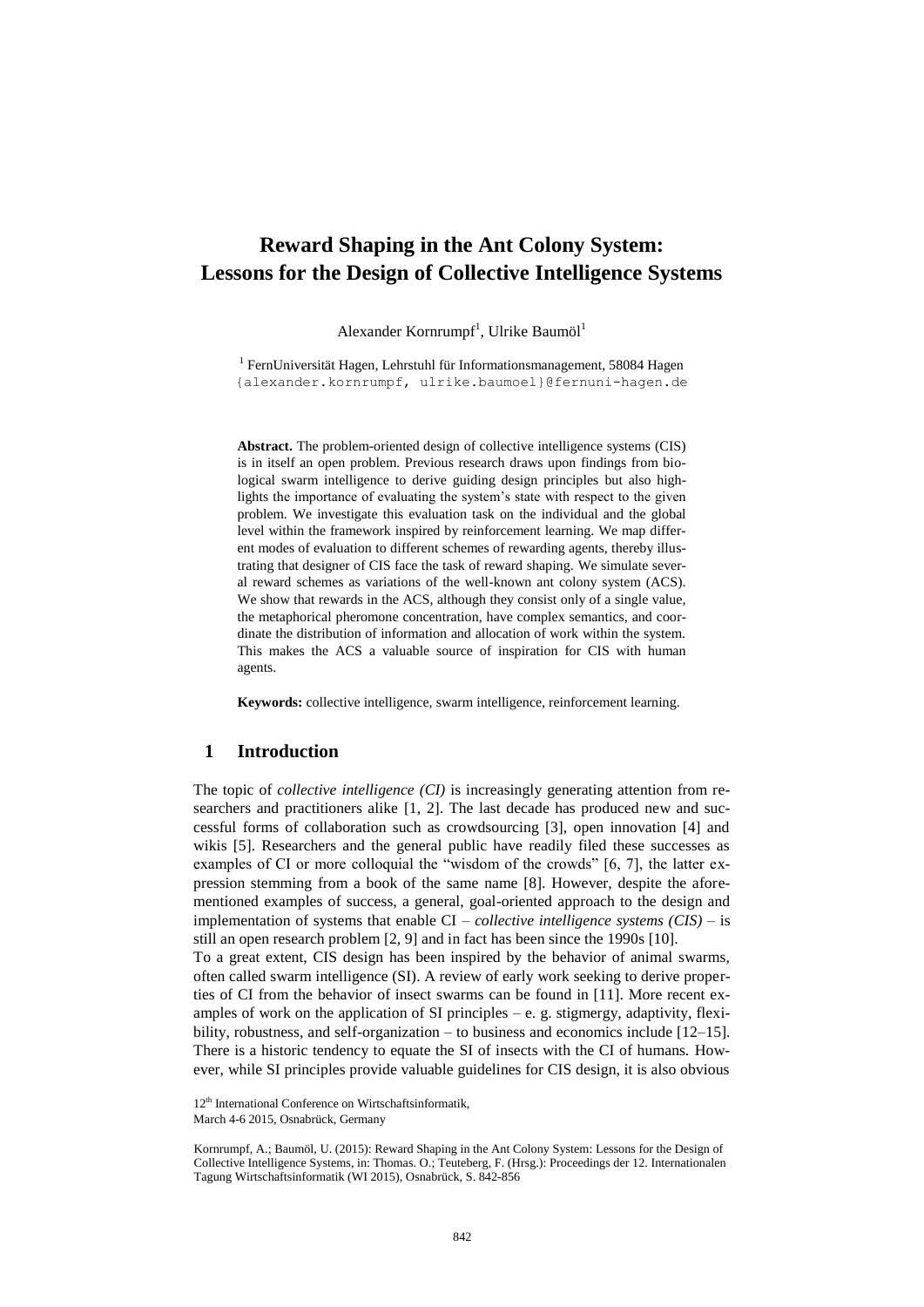# Reward Shaping in the Ant Colony System: Lessons for the Design of Collective Intelligence Systems

Alexander Kornrumpf[1], Ulrike Baumöl[1]

[1] FernUniversität Hagen, Lehrstuhl für Informationsmanagement, 58084 Hagen
{alexander.kornrumpf, ulrike.baumoel}@fernuni-hagen.de

**Abstract.** The problem-oriented design of collective intelligence systems (CIS) is in itself an open problem. Previous research draws upon findings from biological swarm intelligence to derive guiding design principles but also highlights the importance of evaluating the system's state with respect to the given problem. We investigate this evaluation task on the individual and the global level within the framework inspired by reinforcement learning. We map different modes of evaluation to different schemes of rewarding agents, thereby illustrating that designer of CIS face the task of reward shaping. We simulate several reward schemes as variations of the well-known ant colony system (ACS). We show that rewards in the ACS, although they consist only of a single value, the metaphorical pheromone concentration, have complex semantics, and coordinate the distribution of information and allocation of work within the system. This makes the ACS a valuable source of inspiration for CIS with human agents.

**Keywords:** collective intelligence, swarm intelligence, reinforcement learning.

## 1 Introduction

The topic of *collective intelligence (CI)* is increasingly generating attention from researchers and practitioners alike [1, 2]. The last decade has produced new and successful forms of collaboration such as crowdsourcing [3], open innovation [4] and wikis [5]. Researchers and the general public have readily filed these successes as examples of CI or more colloquial the "wisdom of the crowds" [6, 7], the latter expression stemming from a book of the same name [8]. However, despite the aforementioned examples of success, a general, goal-oriented approach to the design and implementation of systems that enable CI – *collective intelligence systems (CIS)* – is still an open research problem [2, 9] and in fact has been since the 1990s [10].

To a great extent, CIS design has been inspired by the behavior of animal swarms, often called swarm intelligence (SI). A review of early work seeking to derive properties of CI from the behavior of insect swarms can be found in [11]. More recent examples of work on the application of SI principles – e. g. stigmergy, adaptivity, flexibility, robustness, and self-organization – to business and economics include [12–15]. There is a historic tendency to equate the SI of insects with the CI of humans. However, while SI principles provide valuable guidelines for CIS design, it is also obvious

12th International Conference on Wirtschaftsinformatik,
March 4-6 2015, Osnabrück, Germany

Kornrumpf, A.; Baumöl, U. (2015): Reward Shaping in the Ant Colony System: Lessons for the Design of Collective Intelligence Systems, in: Thomas. O.; Teuteberg, F. (Hrsg.): Proceedings der 12. Internationalen Tagung Wirtschaftsinformatik (WI 2015), Osnabrück, S. 842-856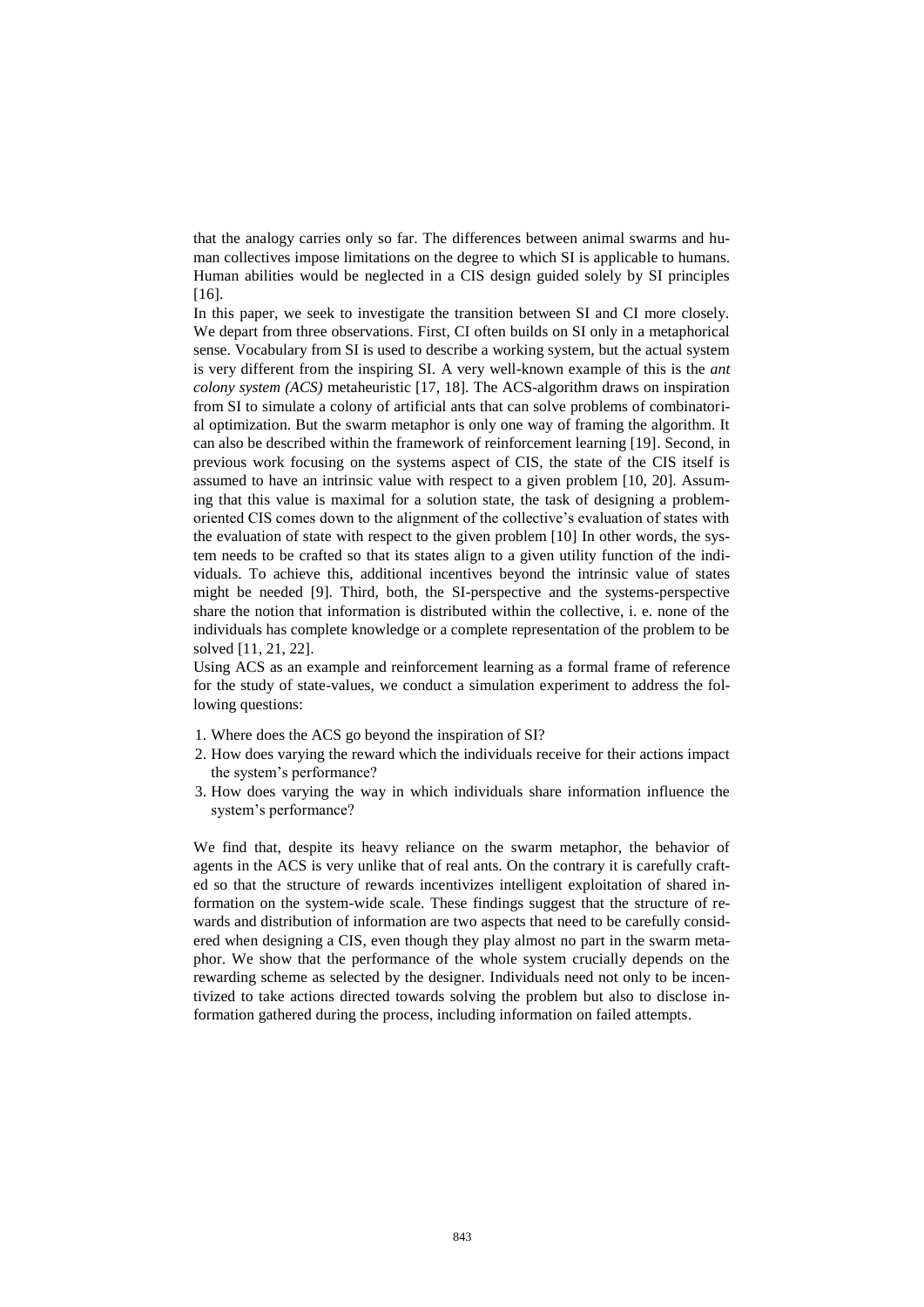that the analogy carries only so far. The differences between animal swarms and human collectives impose limitations on the degree to which SI is applicable to humans. Human abilities would be neglected in a CIS design guided solely by SI principles [16].

In this paper, we seek to investigate the transition between SI and CI more closely. We depart from three observations. First, CI often builds on SI only in a metaphorical sense. Vocabulary from SI is used to describe a working system, but the actual system is very different from the inspiring SI. A very well-known example of this is the *ant colony system (ACS)* metaheuristic [17, 18]. The ACS-algorithm draws on inspiration from SI to simulate a colony of artificial ants that can solve problems of combinatorial optimization. But the swarm metaphor is only one way of framing the algorithm. It can also be described within the framework of reinforcement learning [19]. Second, in previous work focusing on the systems aspect of CIS, the state of the CIS itself is assumed to have an intrinsic value with respect to a given problem [10, 20]. Assuming that this value is maximal for a solution state, the task of designing a problem-oriented CIS comes down to the alignment of the collective's evaluation of states with the evaluation of state with respect to the given problem [10] In other words, the system needs to be crafted so that its states align to a given utility function of the individuals. To achieve this, additional incentives beyond the intrinsic value of states might be needed [9]. Third, both, the SI-perspective and the systems-perspective share the notion that information is distributed within the collective, i. e. none of the individuals has complete knowledge or a complete representation of the problem to be solved [11, 21, 22].

Using ACS as an example and reinforcement learning as a formal frame of reference for the study of state-values, we conduct a simulation experiment to address the following questions:

1. Where does the ACS go beyond the inspiration of SI?
2. How does varying the reward which the individuals receive for their actions impact the system's performance?
3. How does varying the way in which individuals share information influence the system's performance?

We find that, despite its heavy reliance on the swarm metaphor, the behavior of agents in the ACS is very unlike that of real ants. On the contrary it is carefully crafted so that the structure of rewards incentivizes intelligent exploitation of shared information on the system-wide scale. These findings suggest that the structure of rewards and distribution of information are two aspects that need to be carefully considered when designing a CIS, even though they play almost no part in the swarm metaphor. We show that the performance of the whole system crucially depends on the rewarding scheme as selected by the designer. Individuals need not only to be incentivized to take actions directed towards solving the problem but also to disclose information gathered during the process, including information on failed attempts.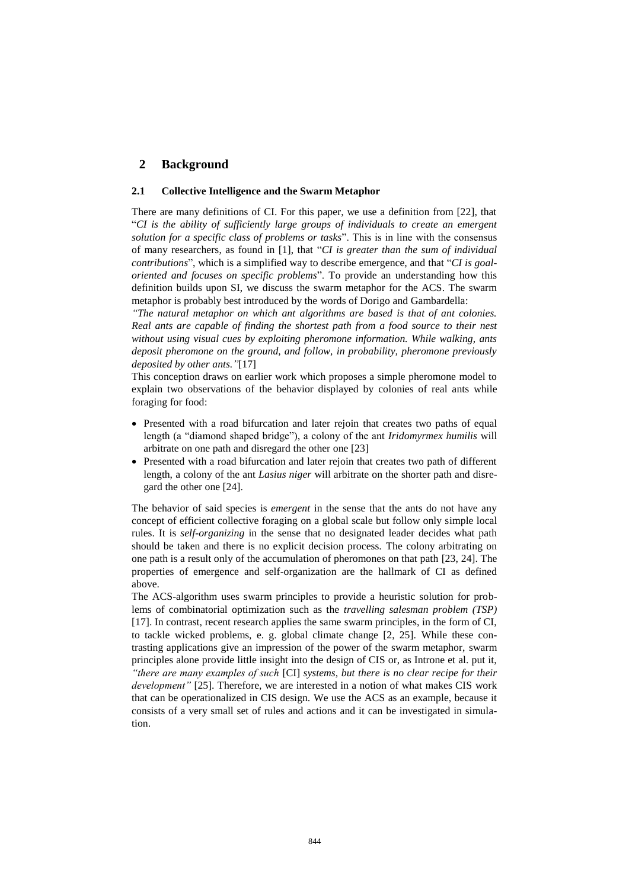## 2 Background

### 2.1 Collective Intelligence and the Swarm Metaphor

There are many definitions of CI. For this paper, we use a definition from [22], that "*CI is the ability of sufficiently large groups of individuals to create an emergent solution for a specific class of problems or tasks*". This is in line with the consensus of many researchers, as found in [1], that "*CI is greater than the sum of individual contributions*", which is a simplified way to describe emergence, and that "*CI is goal-oriented and focuses on specific problems*". To provide an understanding how this definition builds upon SI, we discuss the swarm metaphor for the ACS. The swarm metaphor is probably best introduced by the words of Dorigo and Gambardella:

*"The natural metaphor on which ant algorithms are based is that of ant colonies. Real ants are capable of finding the shortest path from a food source to their nest without using visual cues by exploiting pheromone information. While walking, ants deposit pheromone on the ground, and follow, in probability, pheromone previously deposited by other ants."*[17]

This conception draws on earlier work which proposes a simple pheromone model to explain two observations of the behavior displayed by colonies of real ants while foraging for food:

- Presented with a road bifurcation and later rejoin that creates two paths of equal length (a "diamond shaped bridge"), a colony of the ant *Iridomyrmex humilis* will arbitrate on one path and disregard the other one [23]
- Presented with a road bifurcation and later rejoin that creates two path of different length, a colony of the ant *Lasius niger* will arbitrate on the shorter path and disregard the other one [24].

The behavior of said species is *emergent* in the sense that the ants do not have any concept of efficient collective foraging on a global scale but follow only simple local rules. It is *self-organizing* in the sense that no designated leader decides what path should be taken and there is no explicit decision process. The colony arbitrating on one path is a result only of the accumulation of pheromones on that path [23, 24]. The properties of emergence and self-organization are the hallmark of CI as defined above.

The ACS-algorithm uses swarm principles to provide a heuristic solution for problems of combinatorial optimization such as the *travelling salesman problem (TSP)* [17]. In contrast, recent research applies the same swarm principles, in the form of CI, to tackle wicked problems, e. g. global climate change [2, 25]. While these contrasting applications give an impression of the power of the swarm metaphor, swarm principles alone provide little insight into the design of CIS or, as Introne et al. put it, *"there are many examples of such* [CI] *systems, but there is no clear recipe for their development"* [25]. Therefore, we are interested in a notion of what makes CIS work that can be operationalized in CIS design. We use the ACS as an example, because it consists of a very small set of rules and actions and it can be investigated in simulation.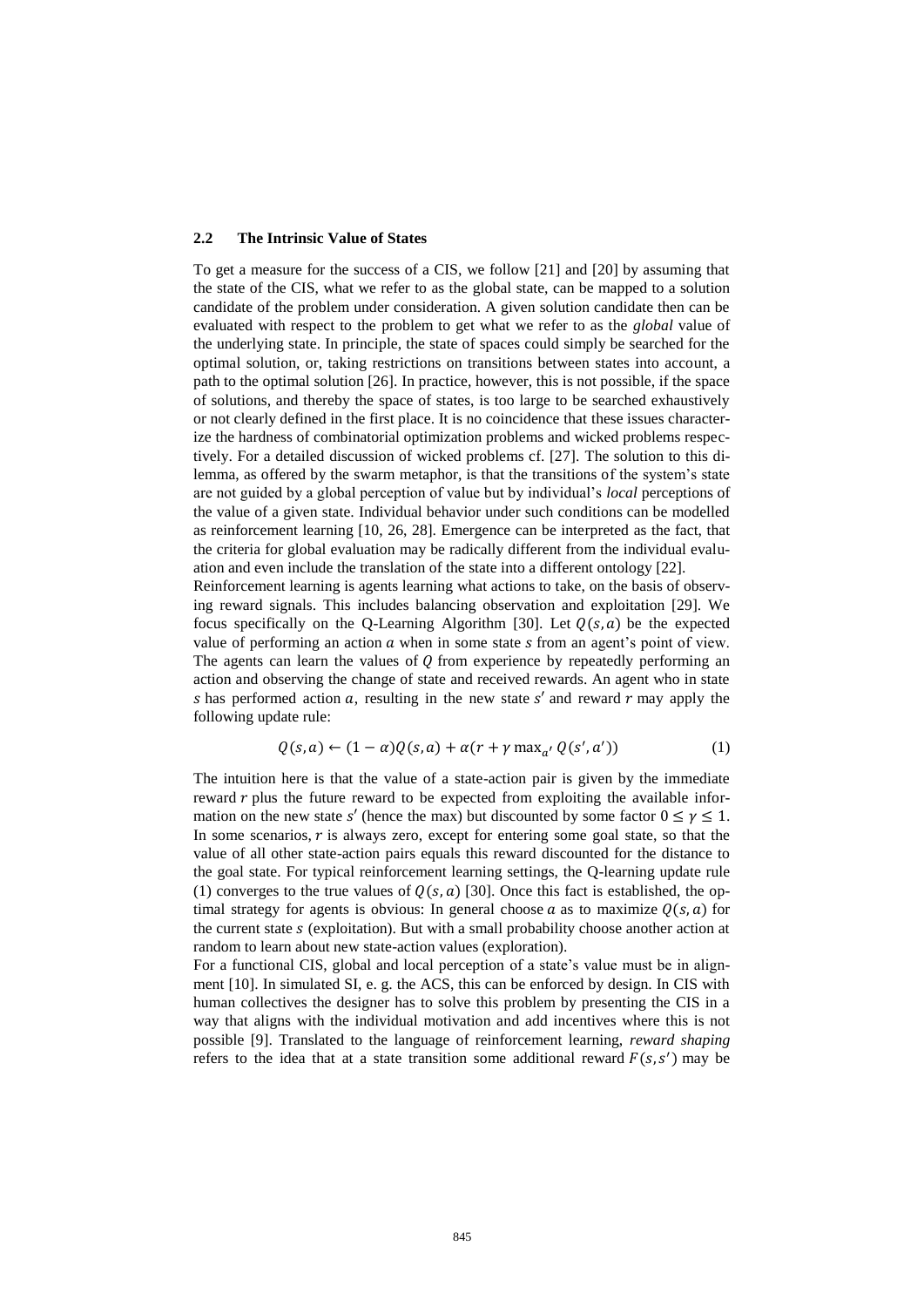### 2.2 The Intrinsic Value of States

To get a measure for the success of a CIS, we follow [21] and [20] by assuming that the state of the CIS, what we refer to as the global state, can be mapped to a solution candidate of the problem under consideration. A given solution candidate then can be evaluated with respect to the problem to get what we refer to as the *global* value of the underlying state. In principle, the state of spaces could simply be searched for the optimal solution, or, taking restrictions on transitions between states into account, a path to the optimal solution [26]. In practice, however, this is not possible, if the space of solutions, and thereby the space of states, is too large to be searched exhaustively or not clearly defined in the first place. It is no coincidence that these issues characterize the hardness of combinatorial optimization problems and wicked problems respectively. For a detailed discussion of wicked problems cf. [27]. The solution to this dilemma, as offered by the swarm metaphor, is that the transitions of the system's state are not guided by a global perception of value but by individual's *local* perceptions of the value of a given state. Individual behavior under such conditions can be modelled as reinforcement learning [10, 26, 28]. Emergence can be interpreted as the fact, that the criteria for global evaluation may be radically different from the individual evaluation and even include the translation of the state into a different ontology [22].

Reinforcement learning is agents learning what actions to take, on the basis of observing reward signals. This includes balancing observation and exploitation [29]. We focus specifically on the Q-Learning Algorithm [30]. Let $Q(s, a)$ be the expected value of performing an action $a$ when in some state $s$ from an agent's point of view. The agents can learn the values of $Q$ from experience by repeatedly performing an action and observing the change of state and received rewards. An agent who in state $s$ has performed action $a$, resulting in the new state $s'$ and reward $r$ may apply the following update rule:

$$Q(s, a) \leftarrow (1 - \alpha)Q(s, a) + \alpha(r + \gamma \max_{a'} Q(s', a')) \tag{1}$$

The intuition here is that the value of a state-action pair is given by the immediate reward $r$ plus the future reward to be expected from exploiting the available information on the new state $s'$ (hence the max) but discounted by some factor $0 \leq \gamma \leq 1$. In some scenarios, $r$ is always zero, except for entering some goal state, so that the value of all other state-action pairs equals this reward discounted for the distance to the goal state. For typical reinforcement learning settings, the Q-learning update rule (1) converges to the true values of $Q(s, a)$ [30]. Once this fact is established, the optimal strategy for agents is obvious: In general choose $a$ as to maximize $Q(s, a)$ for the current state $s$ (exploitation). But with a small probability choose another action at random to learn about new state-action values (exploration).

For a functional CIS, global and local perception of a state's value must be in alignment [10]. In simulated SI, e. g. the ACS, this can be enforced by design. In CIS with human collectives the designer has to solve this problem by presenting the CIS in a way that aligns with the individual motivation and add incentives where this is not possible [9]. Translated to the language of reinforcement learning, *reward shaping* refers to the idea that at a state transition some additional reward $F(s, s')$ may be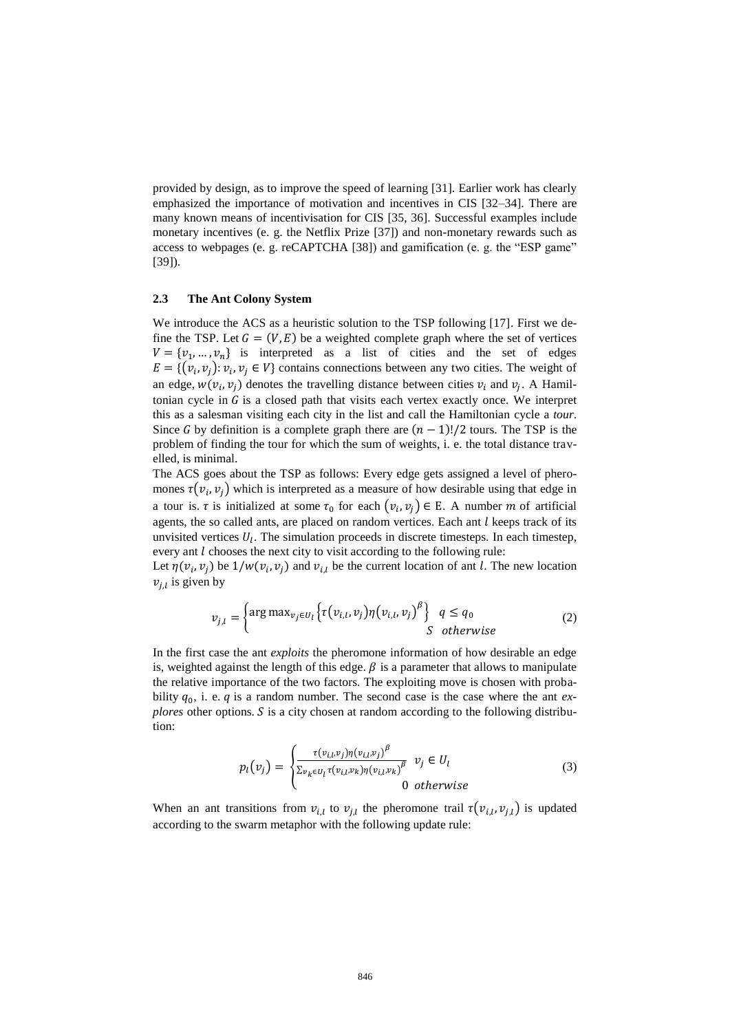provided by design, as to improve the speed of learning [31]. Earlier work has clearly emphasized the importance of motivation and incentives in CIS [32–34]. There are many known means of incentivisation for CIS [35, 36]. Successful examples include monetary incentives (e. g. the Netflix Prize [37]) and non-monetary rewards such as access to webpages (e. g. reCAPTCHA [38]) and gamification (e. g. the "ESP game" [39]).

### 2.3 The Ant Colony System

We introduce the ACS as a heuristic solution to the TSP following [17]. First we define the TSP. Let $G = (V, E)$ be a weighted complete graph where the set of vertices $V = \{v_1, \dots, v_n\}$ is interpreted as a list of cities and the set of edges $E = \{(v_i, v_j): v_i, v_j \in V\}$ contains connections between any two cities. The weight of an edge, $w(v_i, v_j)$ denotes the travelling distance between cities $v_i$ and $v_j$. A Hamiltonian cycle in $G$ is a closed path that visits each vertex exactly once. We interpret this as a salesman visiting each city in the list and call the Hamiltonian cycle a *tour*. Since $G$ by definition is a complete graph there are $(n-1)!/2$ tours. The TSP is the problem of finding the tour for which the sum of weights, i. e. the total distance travelled, is minimal.

The ACS goes about the TSP as follows: Every edge gets assigned a level of pheromones $\tau(v_i, v_j)$ which is interpreted as a measure of how desirable using that edge in a tour is. $\tau$ is initialized at some $\tau_0$ for each $(v_i, v_j) \in \mathrm{E}$. A number $m$ of artificial agents, the so called ants, are placed on random vertices. Each ant $l$ keeps track of its unvisited vertices $U_l$. The simulation proceeds in discrete timesteps. In each timestep, every ant $l$ chooses the next city to visit according to the following rule:

Let $\eta(v_i, v_j)$ be $1/w(v_i, v_j)$ and $v_{i,l}$ be the current location of ant $l$. The new location $v_{j,l}$ is given by

$$v_{j,l} = \begin{cases} \arg\max_{v_j \in U_l} \left\{ \tau(v_{i,l}, v_j) \eta(v_{i,l}, v_j)^{\beta} \right\} & q \leq q_0 \\ S & otherwise \end{cases} \tag{2}$$

In the first case the ant *exploits* the pheromone information of how desirable an edge is, weighted against the length of this edge. $\beta$ is a parameter that allows to manipulate the relative importance of the two factors. The exploiting move is chosen with probability $q_0$, i. e. $q$ is a random number. The second case is the case where the ant *explores* other options. $S$ is a city chosen at random according to the following distribution:

$$p_l(v_j) = \begin{cases} \frac{\tau(v_{i,l}, v_j) \eta(v_{i,l}, v_j)^{\beta}}{\sum_{v_k \in U_l} \tau(v_{i,l}, v_k) \eta(v_{i,l}, v_k)^{\beta}} & v_j \in U_l \\ 0 & otherwise \end{cases} \tag{3}$$

When an ant transitions from $v_{i,l}$ to $v_{j,l}$ the pheromone trail $\tau(v_{i,l}, v_{j,l})$ is updated according to the swarm metaphor with the following update rule: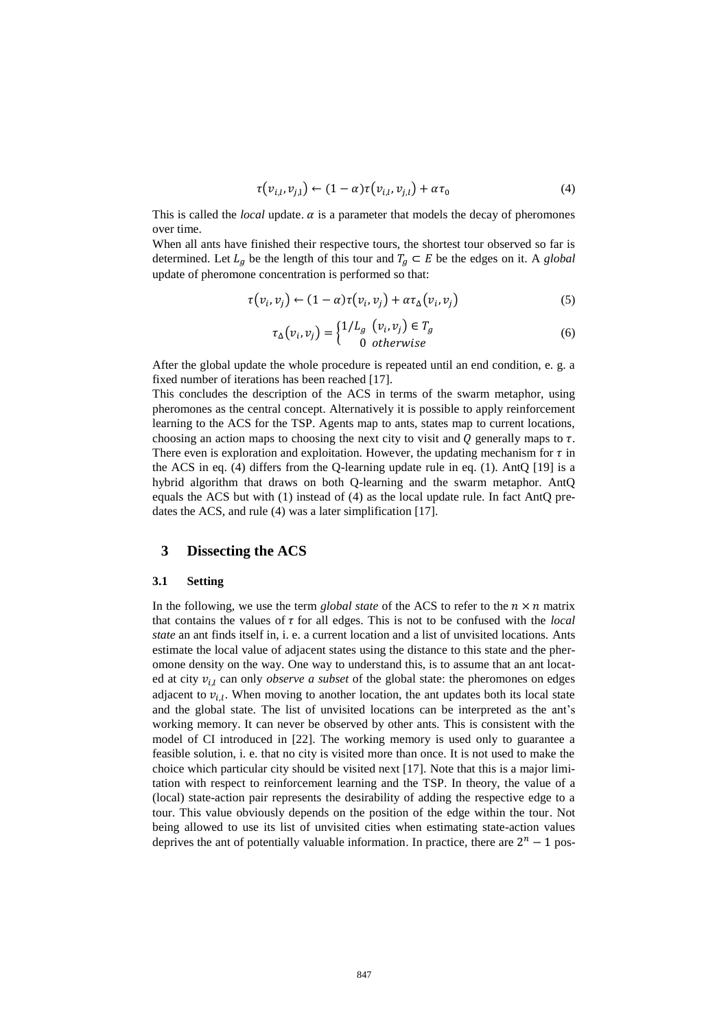$$\tau(v_{i,l}, v_{j,l}) \leftarrow (1-\alpha)\tau(v_{i,l}, v_{j,l}) + \alpha\tau_0 \tag{4}$$

This is called the *local* update. $\alpha$ is a parameter that models the decay of pheromones over time.

When all ants have finished their respective tours, the shortest tour observed so far is determined. Let $L_g$ be the length of this tour and $T_g \subset E$ be the edges on it. A *global* update of pheromone concentration is performed so that:

$$\tau(v_i, v_j) \leftarrow (1-\alpha)\tau(v_i, v_j) + \alpha\tau_\Delta(v_i, v_j) \tag{5}$$

$$\tau_\Delta(v_i, v_j) = \begin{cases} 1/L_g & (v_i, v_j) \in T_g \\ 0 & otherwise \end{cases} \tag{6}$$

After the global update the whole procedure is repeated until an end condition, e. g. a fixed number of iterations has been reached [17].

This concludes the description of the ACS in terms of the swarm metaphor, using pheromones as the central concept. Alternatively it is possible to apply reinforcement learning to the ACS for the TSP. Agents map to ants, states map to current locations, choosing an action maps to choosing the next city to visit and $Q$ generally maps to $\tau$. There even is exploration and exploitation. However, the updating mechanism for $\tau$ in the ACS in eq. (4) differs from the Q-learning update rule in eq. (1). AntQ [19] is a hybrid algorithm that draws on both Q-learning and the swarm metaphor. AntQ equals the ACS but with (1) instead of (4) as the local update rule. In fact AntQ pre-dates the ACS, and rule (4) was a later simplification [17].

## 3 Dissecting the ACS

### 3.1 Setting

In the following, we use the term *global state* of the ACS to refer to the $n \times n$ matrix that contains the values of $\tau$ for all edges. This is not to be confused with the *local state* an ant finds itself in, i. e. a current location and a list of unvisited locations. Ants estimate the local value of adjacent states using the distance to this state and the pheromone density on the way. One way to understand this, is to assume that an ant located at city $v_{i,l}$ can only *observe a subset* of the global state: the pheromones on edges adjacent to $v_{i,l}$. When moving to another location, the ant updates both its local state and the global state. The list of unvisited locations can be interpreted as the ant's working memory. It can never be observed by other ants. This is consistent with the model of CI introduced in [22]. The working memory is used only to guarantee a feasible solution, i. e. that no city is visited more than once. It is not used to make the choice which particular city should be visited next [17]. Note that this is a major limitation with respect to reinforcement learning and the TSP. In theory, the value of a (local) state-action pair represents the desirability of adding the respective edge to a tour. This value obviously depends on the position of the edge within the tour. Not being allowed to use its list of unvisited cities when estimating state-action values deprives the ant of potentially valuable information. In practice, there are $2^n - 1$ pos-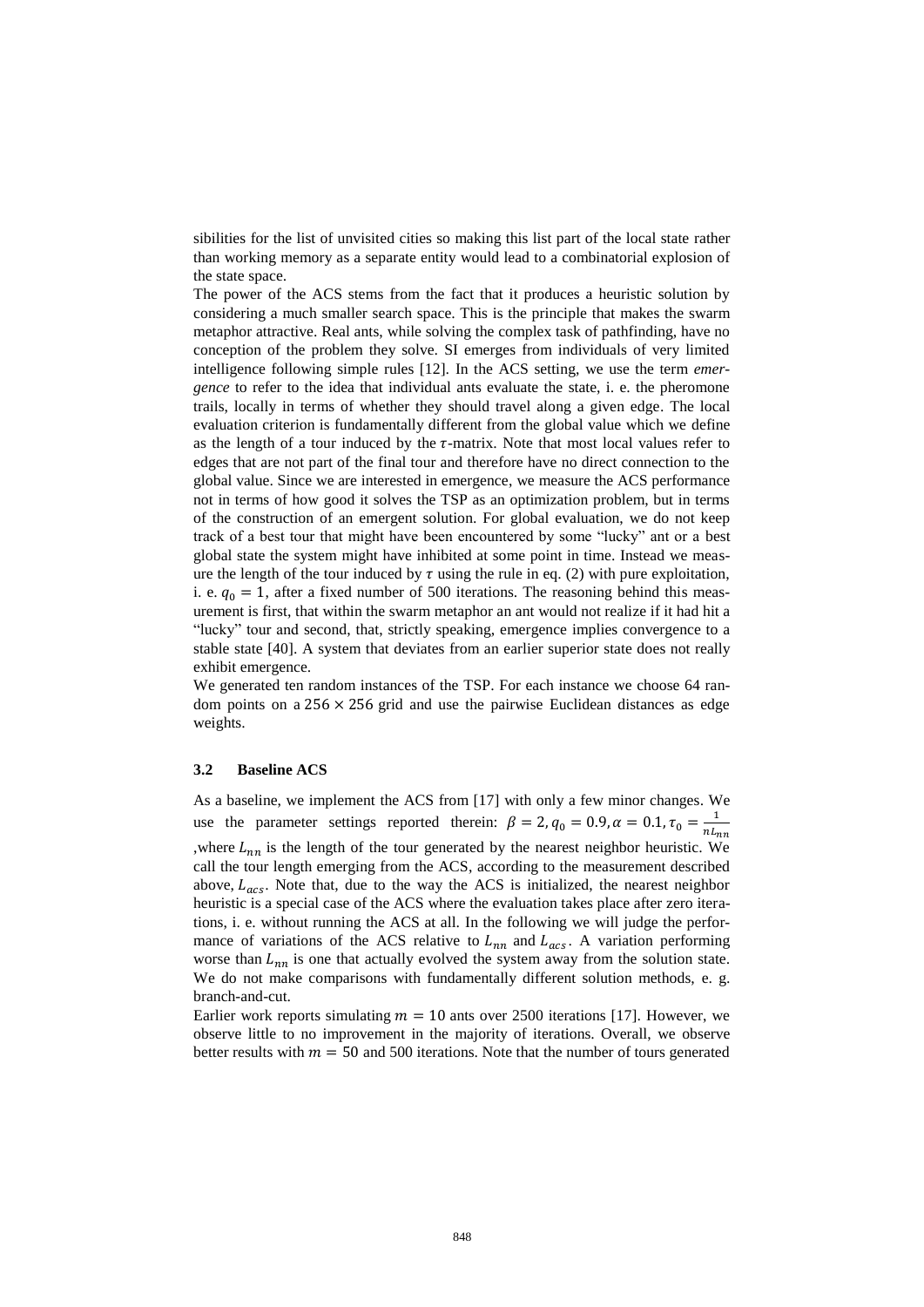sibilities for the list of unvisited cities so making this list part of the local state rather than working memory as a separate entity would lead to a combinatorial explosion of the state space.

The power of the ACS stems from the fact that it produces a heuristic solution by considering a much smaller search space. This is the principle that makes the swarm metaphor attractive. Real ants, while solving the complex task of pathfinding, have no conception of the problem they solve. SI emerges from individuals of very limited intelligence following simple rules [12]. In the ACS setting, we use the term *emergence* to refer to the idea that individual ants evaluate the state, i. e. the pheromone trails, locally in terms of whether they should travel along a given edge. The local evaluation criterion is fundamentally different from the global value which we define as the length of a tour induced by the $\tau$-matrix. Note that most local values refer to edges that are not part of the final tour and therefore have no direct connection to the global value. Since we are interested in emergence, we measure the ACS performance not in terms of how good it solves the TSP as an optimization problem, but in terms of the construction of an emergent solution. For global evaluation, we do not keep track of a best tour that might have been encountered by some "lucky" ant or a best global state the system might have inhibited at some point in time. Instead we measure the length of the tour induced by $\tau$ using the rule in eq. (2) with pure exploitation, i. e. $q_0 = 1$, after a fixed number of 500 iterations. The reasoning behind this measurement is first, that within the swarm metaphor an ant would not realize if it had hit a "lucky" tour and second, that, strictly speaking, emergence implies convergence to a stable state [40]. A system that deviates from an earlier superior state does not really exhibit emergence.

We generated ten random instances of the TSP. For each instance we choose 64 random points on a $256 \times 256$ grid and use the pairwise Euclidean distances as edge weights.

### 3.2 Baseline ACS

As a baseline, we implement the ACS from [17] with only a few minor changes. We use the parameter settings reported therein: $\beta = 2, q_0 = 0.9, \alpha = 0.1, \tau_0 = \frac{1}{nL_{nn}}$ ,where $L_{nn}$ is the length of the tour generated by the nearest neighbor heuristic. We call the tour length emerging from the ACS, according to the measurement described above, $L_{acs}$. Note that, due to the way the ACS is initialized, the nearest neighbor heuristic is a special case of the ACS where the evaluation takes place after zero iterations, i. e. without running the ACS at all. In the following we will judge the performance of variations of the ACS relative to $L_{nn}$ and $L_{acs}$. A variation performing worse than $L_{nn}$ is one that actually evolved the system away from the solution state. We do not make comparisons with fundamentally different solution methods, e. g. branch-and-cut.

Earlier work reports simulating $m = 10$ ants over 2500 iterations [17]. However, we observe little to no improvement in the majority of iterations. Overall, we observe better results with $m = 50$ and 500 iterations. Note that the number of tours generated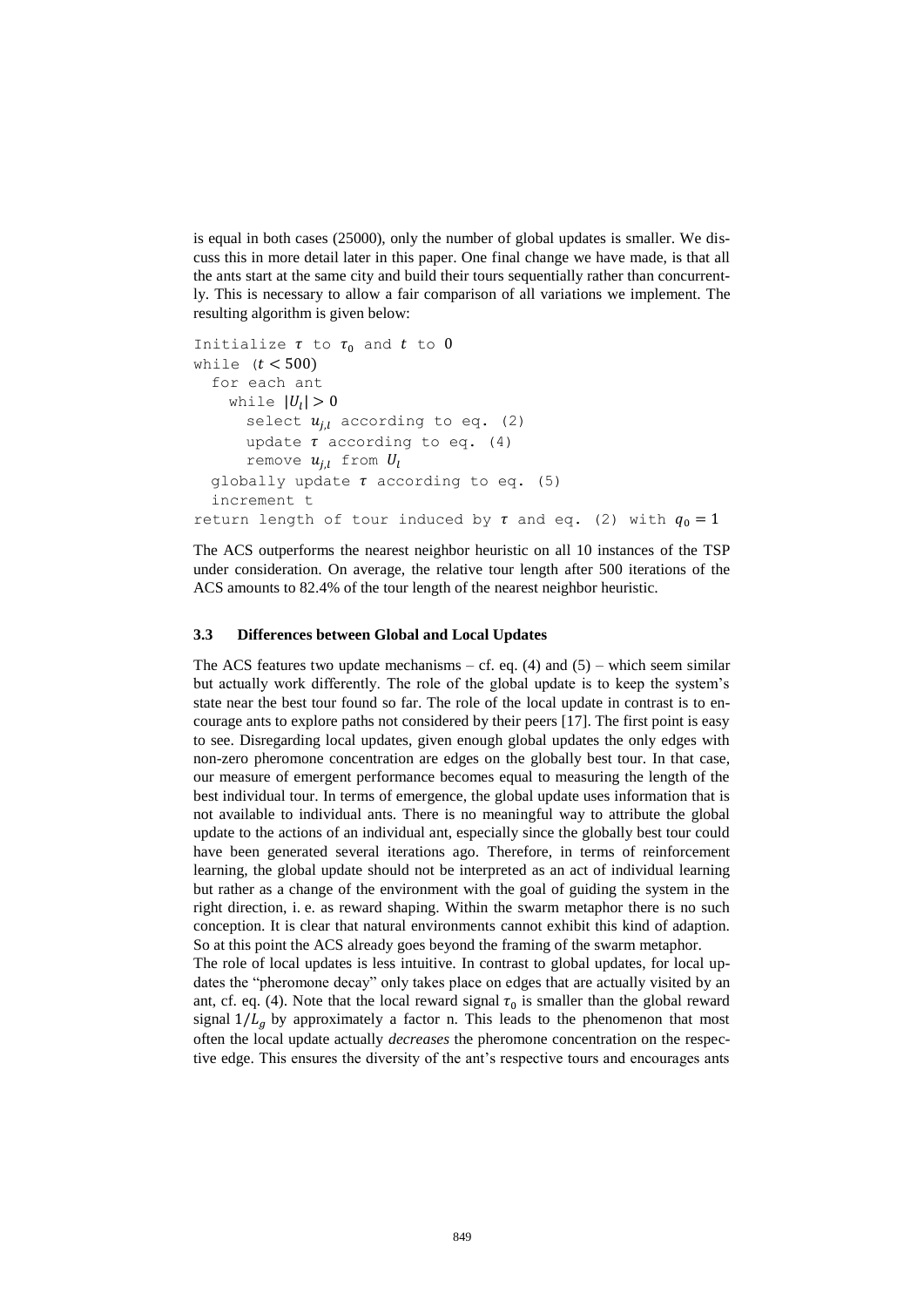is equal in both cases (25000), only the number of global updates is smaller. We discuss this in more detail later in this paper. One final change we have made, is that all the ants start at the same city and build their tours sequentially rather than concurrently. This is necessary to allow a fair comparison of all variations we implement. The resulting algorithm is given below:

```
Initialize τ to τ_0 and t to 0
while (t < 500)
  for each ant
    while |U_l| > 0
      select u_{j,l} according to eq. (2)
      update τ according to eq. (4)
      remove u_{j,l} from U_l
  globally update τ according to eq. (5)
  increment t
return length of tour induced by τ and eq. (2) with q_0 = 1
```

The ACS outperforms the nearest neighbor heuristic on all 10 instances of the TSP under consideration. On average, the relative tour length after 500 iterations of the ACS amounts to 82.4% of the tour length of the nearest neighbor heuristic.

### 3.3 Differences between Global and Local Updates

The ACS features two update mechanisms – cf. eq. (4) and (5) – which seem similar but actually work differently. The role of the global update is to keep the system's state near the best tour found so far. The role of the local update in contrast is to encourage ants to explore paths not considered by their peers [17]. The first point is easy to see. Disregarding local updates, given enough global updates the only edges with non-zero pheromone concentration are edges on the globally best tour. In that case, our measure of emergent performance becomes equal to measuring the length of the best individual tour. In terms of emergence, the global update uses information that is not available to individual ants. There is no meaningful way to attribute the global update to the actions of an individual ant, especially since the globally best tour could have been generated several iterations ago. Therefore, in terms of reinforcement learning, the global update should not be interpreted as an act of individual learning but rather as a change of the environment with the goal of guiding the system in the right direction, i. e. as reward shaping. Within the swarm metaphor there is no such conception. It is clear that natural environments cannot exhibit this kind of adaption. So at this point the ACS already goes beyond the framing of the swarm metaphor.

The role of local updates is less intuitive. In contrast to global updates, for local updates the "pheromone decay" only takes place on edges that are actually visited by an ant, cf. eq. (4). Note that the local reward signal $\tau_0$ is smaller than the global reward signal $1/L_g$ by approximately a factor n. This leads to the phenomenon that most often the local update actually *decreases* the pheromone concentration on the respective edge. This ensures the diversity of the ant's respective tours and encourages ants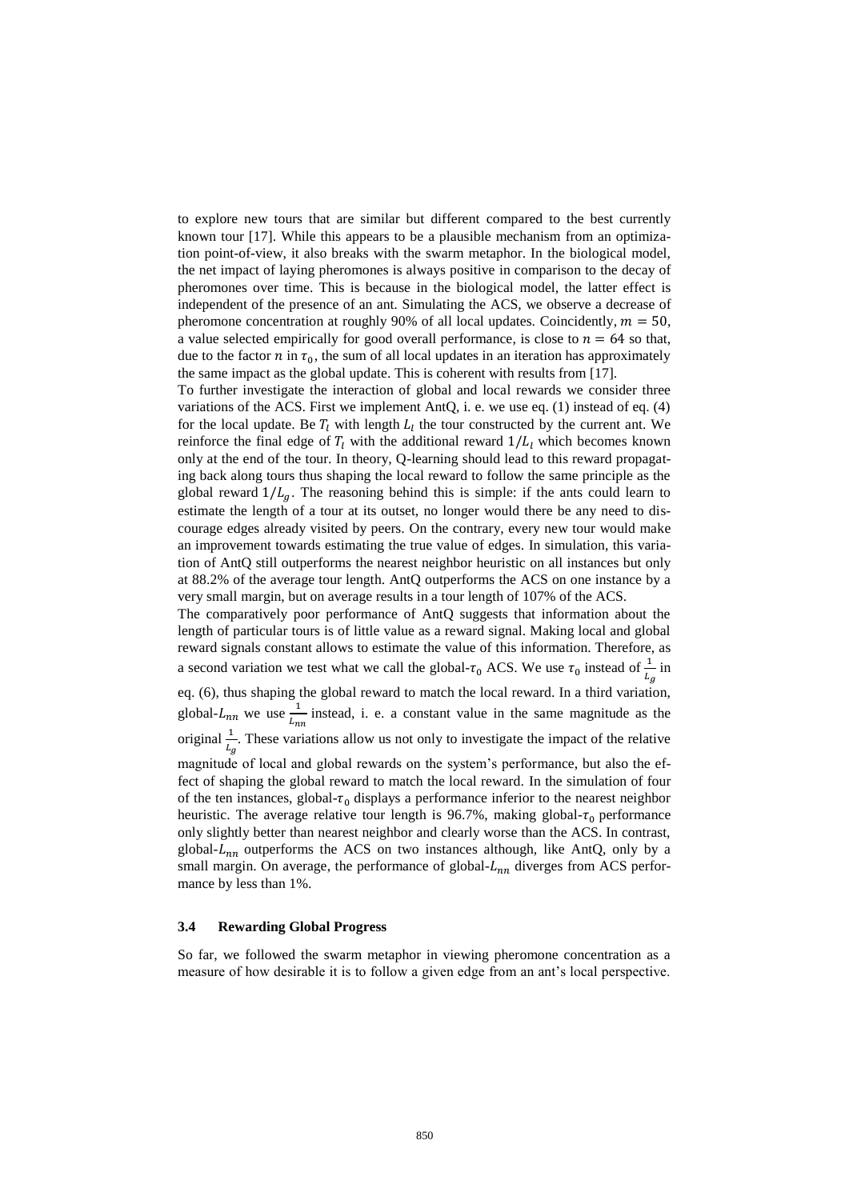to explore new tours that are similar but different compared to the best currently known tour [17]. While this appears to be a plausible mechanism from an optimization point-of-view, it also breaks with the swarm metaphor. In the biological model, the net impact of laying pheromones is always positive in comparison to the decay of pheromones over time. This is because in the biological model, the latter effect is independent of the presence of an ant. Simulating the ACS, we observe a decrease of pheromone concentration at roughly 90% of all local updates. Coincidently, $m = 50$, a value selected empirically for good overall performance, is close to $n = 64$ so that, due to the factor $n$ in $\tau_0$, the sum of all local updates in an iteration has approximately the same impact as the global update. This is coherent with results from [17].

To further investigate the interaction of global and local rewards we consider three variations of the ACS. First we implement AntQ, i. e. we use eq. (1) instead of eq. (4) for the local update. Be $T_l$ with length $L_l$ the tour constructed by the current ant. We reinforce the final edge of $T_l$ with the additional reward $1/L_l$ which becomes known only at the end of the tour. In theory, Q-learning should lead to this reward propagating back along tours thus shaping the local reward to follow the same principle as the global reward $1/L_g$. The reasoning behind this is simple: if the ants could learn to estimate the length of a tour at its outset, no longer would there be any need to discourage edges already visited by peers. On the contrary, every new tour would make an improvement towards estimating the true value of edges. In simulation, this variation of AntQ still outperforms the nearest neighbor heuristic on all instances but only at 88.2% of the average tour length. AntQ outperforms the ACS on one instance by a very small margin, but on average results in a tour length of 107% of the ACS.

The comparatively poor performance of AntQ suggests that information about the length of particular tours is of little value as a reward signal. Making local and global reward signals constant allows to estimate the value of this information. Therefore, as a second variation we test what we call the global-$\tau_0$ ACS. We use $\tau_0$ instead of $\frac{1}{L_g}$ in eq. (6), thus shaping the global reward to match the local reward. In a third variation, global-$L_{nn}$ we use $\frac{1}{L_{nn}}$ instead, i. e. a constant value in the same magnitude as the original $\frac{1}{L_g}$. These variations allow us not only to investigate the impact of the relative magnitude of local and global rewards on the system's performance, but also the effect of shaping the global reward to match the local reward. In the simulation of four of the ten instances, global-$\tau_0$ displays a performance inferior to the nearest neighbor heuristic. The average relative tour length is 96.7%, making global-$\tau_0$ performance only slightly better than nearest neighbor and clearly worse than the ACS. In contrast, global-$L_{nn}$ outperforms the ACS on two instances although, like AntQ, only by a small margin. On average, the performance of global-$L_{nn}$ diverges from ACS performance by less than 1%.

### 3.4 Rewarding Global Progress

So far, we followed the swarm metaphor in viewing pheromone concentration as a measure of how desirable it is to follow a given edge from an ant's local perspective.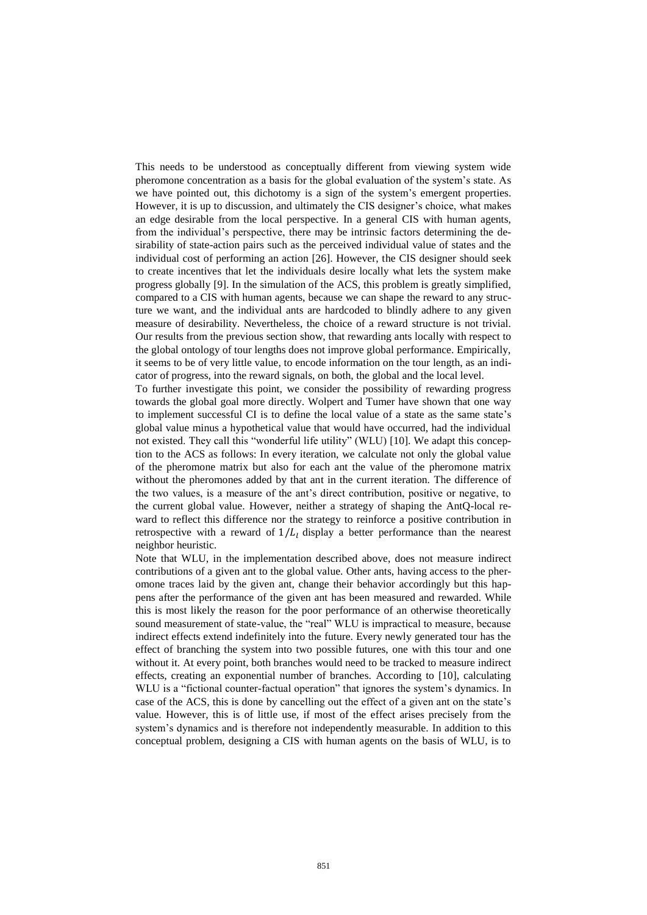This needs to be understood as conceptually different from viewing system wide pheromone concentration as a basis for the global evaluation of the system's state. As we have pointed out, this dichotomy is a sign of the system's emergent properties. However, it is up to discussion, and ultimately the CIS designer's choice, what makes an edge desirable from the local perspective. In a general CIS with human agents, from the individual's perspective, there may be intrinsic factors determining the desirability of state-action pairs such as the perceived individual value of states and the individual cost of performing an action [26]. However, the CIS designer should seek to create incentives that let the individuals desire locally what lets the system make progress globally [9]. In the simulation of the ACS, this problem is greatly simplified, compared to a CIS with human agents, because we can shape the reward to any structure we want, and the individual ants are hardcoded to blindly adhere to any given measure of desirability. Nevertheless, the choice of a reward structure is not trivial. Our results from the previous section show, that rewarding ants locally with respect to the global ontology of tour lengths does not improve global performance. Empirically, it seems to be of very little value, to encode information on the tour length, as an indicator of progress, into the reward signals, on both, the global and the local level.

To further investigate this point, we consider the possibility of rewarding progress towards the global goal more directly. Wolpert and Tumer have shown that one way to implement successful CI is to define the local value of a state as the same state's global value minus a hypothetical value that would have occurred, had the individual not existed. They call this "wonderful life utility" (WLU) [10]. We adapt this conception to the ACS as follows: In every iteration, we calculate not only the global value of the pheromone matrix but also for each ant the value of the pheromone matrix without the pheromones added by that ant in the current iteration. The difference of the two values, is a measure of the ant's direct contribution, positive or negative, to the current global value. However, neither a strategy of shaping the AntQ-local reward to reflect this difference nor the strategy to reinforce a positive contribution in retrospective with a reward of $1/L_i$ display a better performance than the nearest neighbor heuristic.

Note that WLU, in the implementation described above, does not measure indirect contributions of a given ant to the global value. Other ants, having access to the pheromone traces laid by the given ant, change their behavior accordingly but this happens after the performance of the given ant has been measured and rewarded. While this is most likely the reason for the poor performance of an otherwise theoretically sound measurement of state-value, the "real" WLU is impractical to measure, because indirect effects extend indefinitely into the future. Every newly generated tour has the effect of branching the system into two possible futures, one with this tour and one without it. At every point, both branches would need to be tracked to measure indirect effects, creating an exponential number of branches. According to [10], calculating WLU is a "fictional counter-factual operation" that ignores the system's dynamics. In case of the ACS, this is done by cancelling out the effect of a given ant on the state's value. However, this is of little use, if most of the effect arises precisely from the system's dynamics and is therefore not independently measurable. In addition to this conceptual problem, designing a CIS with human agents on the basis of WLU, is to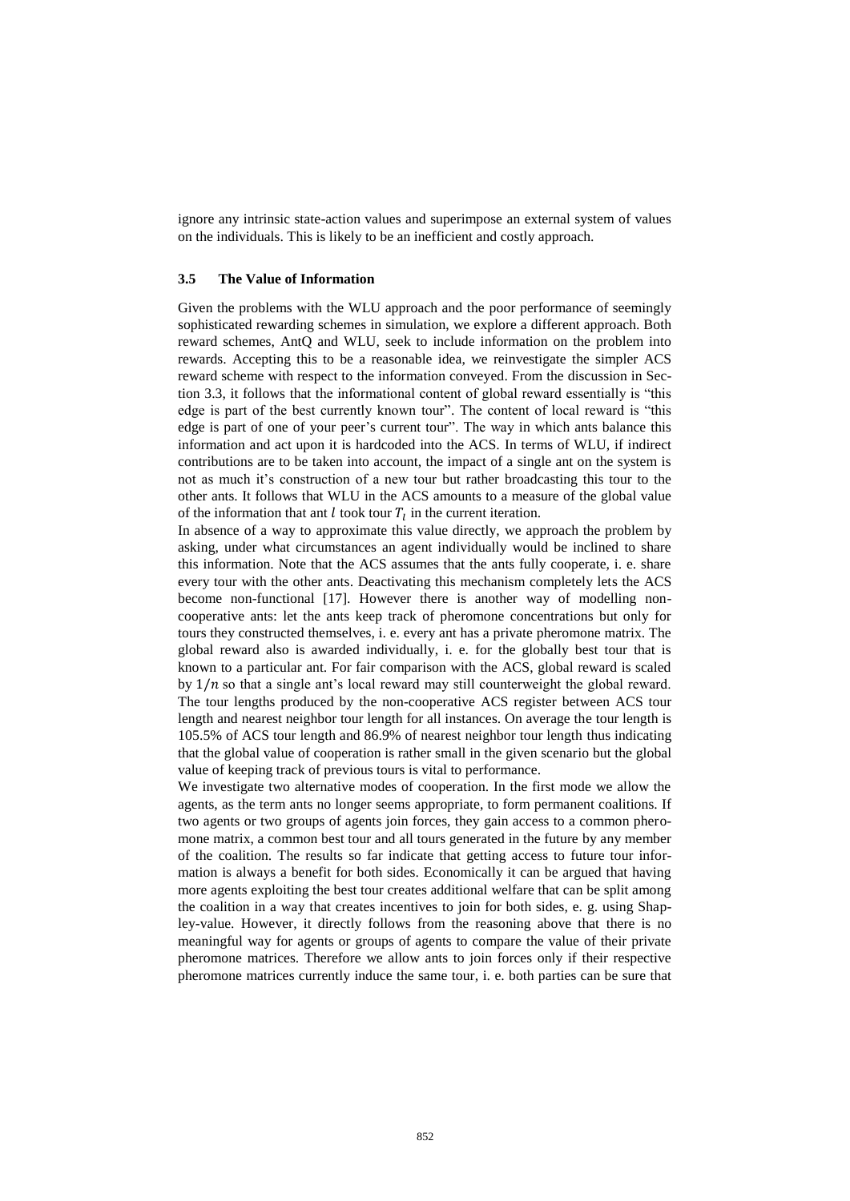ignore any intrinsic state-action values and superimpose an external system of values on the individuals. This is likely to be an inefficient and costly approach.

### 3.5 The Value of Information

Given the problems with the WLU approach and the poor performance of seemingly sophisticated rewarding schemes in simulation, we explore a different approach. Both reward schemes, AntQ and WLU, seek to include information on the problem into rewards. Accepting this to be a reasonable idea, we reinvestigate the simpler ACS reward scheme with respect to the information conveyed. From the discussion in Section 3.3, it follows that the informational content of global reward essentially is "this edge is part of the best currently known tour". The content of local reward is "this edge is part of one of your peer's current tour". The way in which ants balance this information and act upon it is hardcoded into the ACS. In terms of WLU, if indirect contributions are to be taken into account, the impact of a single ant on the system is not as much it's construction of a new tour but rather broadcasting this tour to the other ants. It follows that WLU in the ACS amounts to a measure of the global value of the information that ant $l$ took tour $T_l$ in the current iteration.

In absence of a way to approximate this value directly, we approach the problem by asking, under what circumstances an agent individually would be inclined to share this information. Note that the ACS assumes that the ants fully cooperate, i. e. share every tour with the other ants. Deactivating this mechanism completely lets the ACS become non-functional [17]. However there is another way of modelling non-cooperative ants: let the ants keep track of pheromone concentrations but only for tours they constructed themselves, i. e. every ant has a private pheromone matrix. The global reward also is awarded individually, i. e. for the globally best tour that is known to a particular ant. For fair comparison with the ACS, global reward is scaled by $1/n$ so that a single ant's local reward may still counterweight the global reward. The tour lengths produced by the non-cooperative ACS register between ACS tour length and nearest neighbor tour length for all instances. On average the tour length is 105.5% of ACS tour length and 86.9% of nearest neighbor tour length thus indicating that the global value of cooperation is rather small in the given scenario but the global value of keeping track of previous tours is vital to performance.

We investigate two alternative modes of cooperation. In the first mode we allow the agents, as the term ants no longer seems appropriate, to form permanent coalitions. If two agents or two groups of agents join forces, they gain access to a common pheromone matrix, a common best tour and all tours generated in the future by any member of the coalition. The results so far indicate that getting access to future tour information is always a benefit for both sides. Economically it can be argued that having more agents exploiting the best tour creates additional welfare that can be split among the coalition in a way that creates incentives to join for both sides, e. g. using Shapley-value. However, it directly follows from the reasoning above that there is no meaningful way for agents or groups of agents to compare the value of their private pheromone matrices. Therefore we allow ants to join forces only if their respective pheromone matrices currently induce the same tour, i. e. both parties can be sure that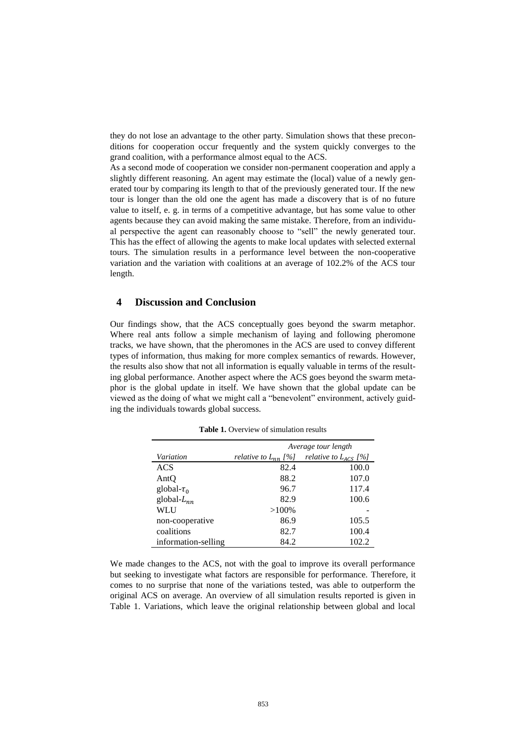they do not lose an advantage to the other party. Simulation shows that these preconditions for cooperation occur frequently and the system quickly converges to the grand coalition, with a performance almost equal to the ACS.

As a second mode of cooperation we consider non-permanent cooperation and apply a slightly different reasoning. An agent may estimate the (local) value of a newly generated tour by comparing its length to that of the previously generated tour. If the new tour is longer than the old one the agent has made a discovery that is of no future value to itself, e. g. in terms of a competitive advantage, but has some value to other agents because they can avoid making the same mistake. Therefore, from an individual perspective the agent can reasonably choose to "sell" the newly generated tour. This has the effect of allowing the agents to make local updates with selected external tours. The simulation results in a performance level between the non-cooperative variation and the variation with coalitions at an average of 102.2% of the ACS tour length.

## 4 Discussion and Conclusion

Our findings show, that the ACS conceptually goes beyond the swarm metaphor. Where real ants follow a simple mechanism of laying and following pheromone tracks, we have shown, that the pheromones in the ACS are used to convey different types of information, thus making for more complex semantics of rewards. However, the results also show that not all information is equally valuable in terms of the resulting global performance. Another aspect where the ACS goes beyond the swarm metaphor is the global update in itself. We have shown that the global update can be viewed as the doing of what we might call a "benevolent" environment, actively guiding the individuals towards global success.

**Table 1.** Overview of simulation results

| | *Average tour length* | |
|---|---|---|
| *Variation* | *relative to $L_{nn}$ [%]* | *relative to $L_{ACS}$ [%]* |
| ACS | 82.4 | 100.0 |
| AntQ | 88.2 | 107.0 |
| global-$\tau_0$ | 96.7 | 117.4 |
| global-$L_{nn}$ | 82.9 | 100.6 |
| WLU | >100% | - |
| non-cooperative | 86.9 | 105.5 |
| coalitions | 82.7 | 100.4 |
| information-selling | 84.2 | 102.2 |

We made changes to the ACS, not with the goal to improve its overall performance but seeking to investigate what factors are responsible for performance. Therefore, it comes to no surprise that none of the variations tested, was able to outperform the original ACS on average. An overview of all simulation results reported is given in Table 1. Variations, which leave the original relationship between global and local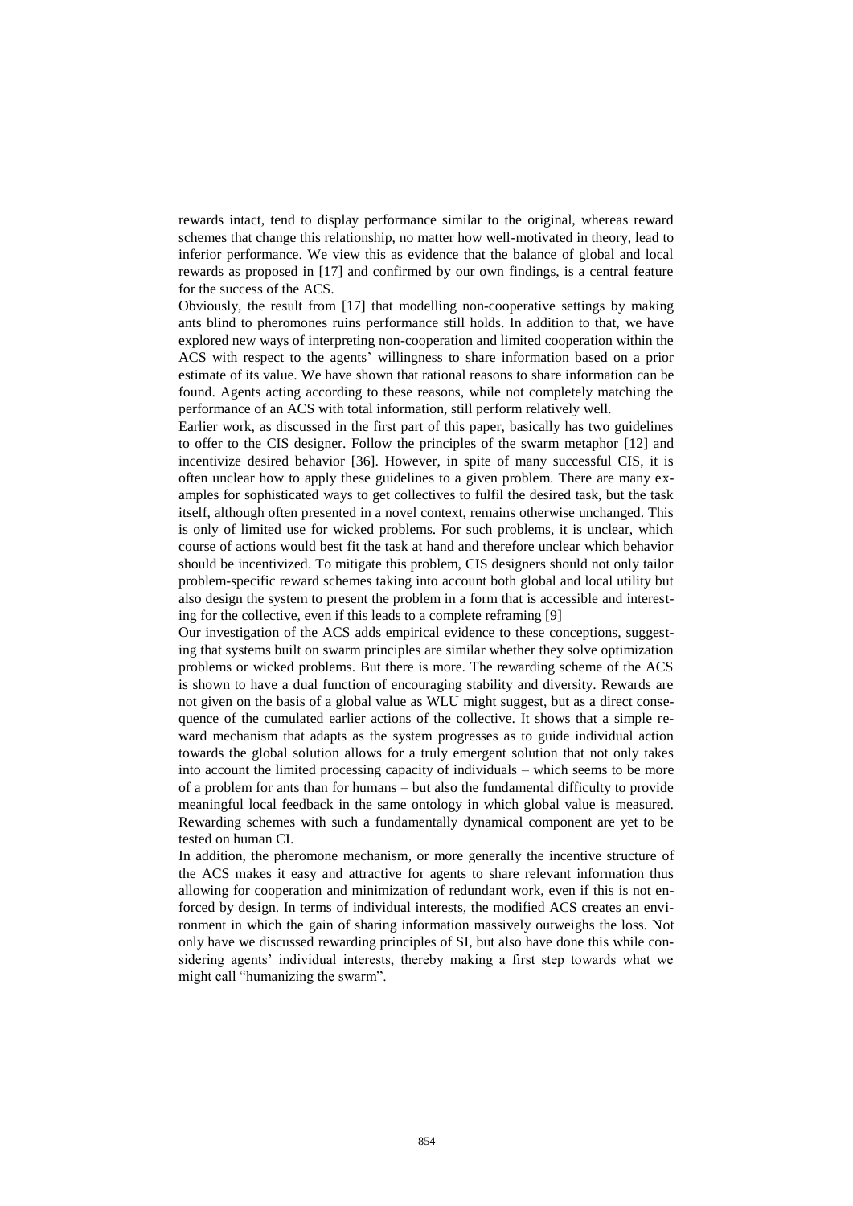rewards intact, tend to display performance similar to the original, whereas reward schemes that change this relationship, no matter how well-motivated in theory, lead to inferior performance. We view this as evidence that the balance of global and local rewards as proposed in [17] and confirmed by our own findings, is a central feature for the success of the ACS.

Obviously, the result from [17] that modelling non-cooperative settings by making ants blind to pheromones ruins performance still holds. In addition to that, we have explored new ways of interpreting non-cooperation and limited cooperation within the ACS with respect to the agents' willingness to share information based on a prior estimate of its value. We have shown that rational reasons to share information can be found. Agents acting according to these reasons, while not completely matching the performance of an ACS with total information, still perform relatively well.

Earlier work, as discussed in the first part of this paper, basically has two guidelines to offer to the CIS designer. Follow the principles of the swarm metaphor [12] and incentivize desired behavior [36]. However, in spite of many successful CIS, it is often unclear how to apply these guidelines to a given problem. There are many examples for sophisticated ways to get collectives to fulfil the desired task, but the task itself, although often presented in a novel context, remains otherwise unchanged. This is only of limited use for wicked problems. For such problems, it is unclear, which course of actions would best fit the task at hand and therefore unclear which behavior should be incentivized. To mitigate this problem, CIS designers should not only tailor problem-specific reward schemes taking into account both global and local utility but also design the system to present the problem in a form that is accessible and interesting for the collective, even if this leads to a complete reframing [9]

Our investigation of the ACS adds empirical evidence to these conceptions, suggesting that systems built on swarm principles are similar whether they solve optimization problems or wicked problems. But there is more. The rewarding scheme of the ACS is shown to have a dual function of encouraging stability and diversity. Rewards are not given on the basis of a global value as WLU might suggest, but as a direct consequence of the cumulated earlier actions of the collective. It shows that a simple reward mechanism that adapts as the system progresses as to guide individual action towards the global solution allows for a truly emergent solution that not only takes into account the limited processing capacity of individuals – which seems to be more of a problem for ants than for humans – but also the fundamental difficulty to provide meaningful local feedback in the same ontology in which global value is measured. Rewarding schemes with such a fundamentally dynamical component are yet to be tested on human CI.

In addition, the pheromone mechanism, or more generally the incentive structure of the ACS makes it easy and attractive for agents to share relevant information thus allowing for cooperation and minimization of redundant work, even if this is not enforced by design. In terms of individual interests, the modified ACS creates an environment in which the gain of sharing information massively outweighs the loss. Not only have we discussed rewarding principles of SI, but also have done this while considering agents' individual interests, thereby making a first step towards what we might call "humanizing the swarm".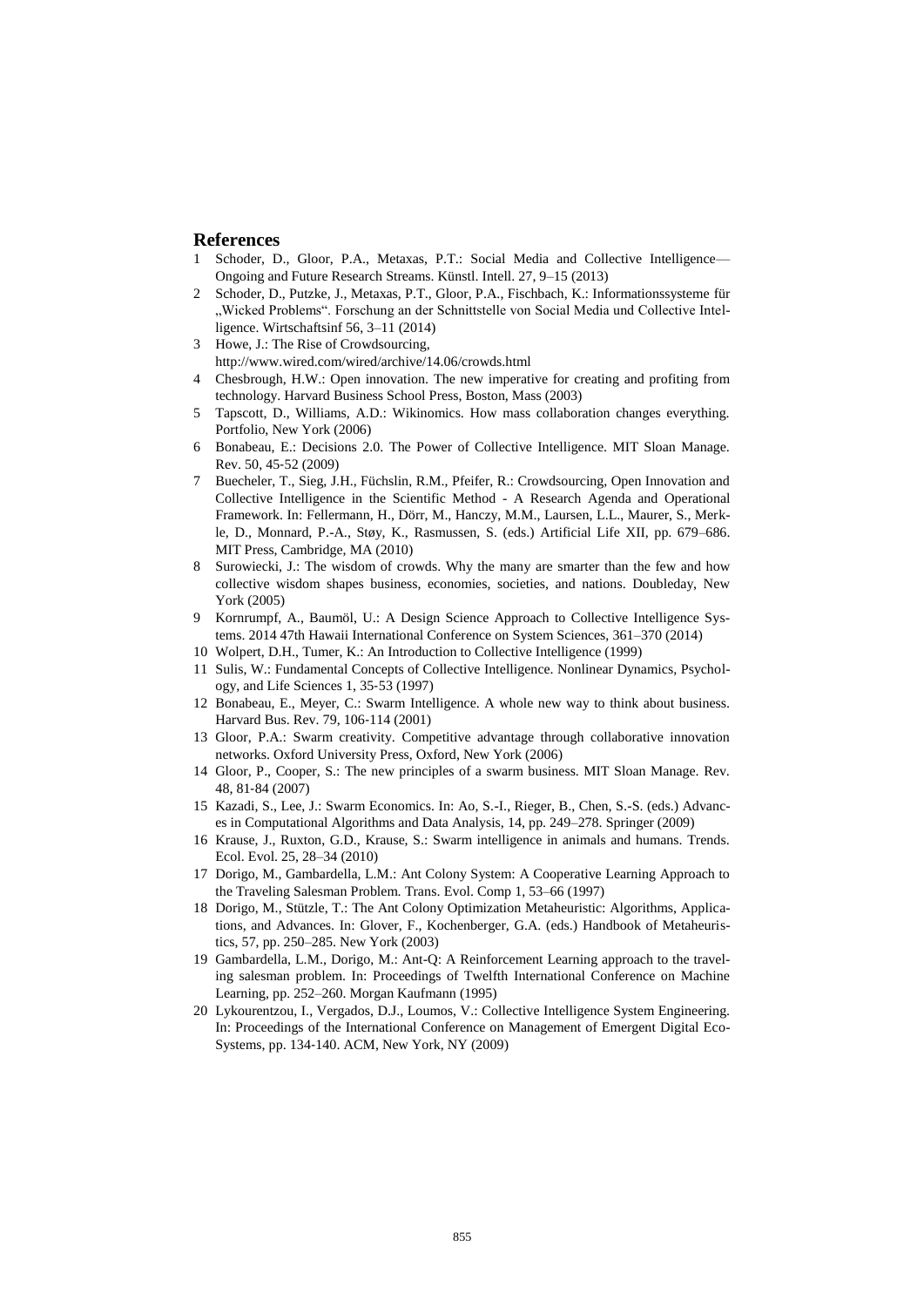## References

1. Schoder, D., Gloor, P.A., Metaxas, P.T.: Social Media and Collective Intelligence—Ongoing and Future Research Streams. Künstl. Intell. 27, 9–15 (2013)
2. Schoder, D., Putzke, J., Metaxas, P.T., Gloor, P.A., Fischbach, K.: Informationssysteme für „Wicked Problems". Forschung an der Schnittstelle von Social Media und Collective Intelligence. Wirtschaftsinf 56, 3–11 (2014)
3. Howe, J.: The Rise of Crowdsourcing, http://www.wired.com/wired/archive/14.06/crowds.html
4. Chesbrough, H.W.: Open innovation. The new imperative for creating and profiting from technology. Harvard Business School Press, Boston, Mass (2003)
5. Tapscott, D., Williams, A.D.: Wikinomics. How mass collaboration changes everything. Portfolio, New York (2006)
6. Bonabeau, E.: Decisions 2.0. The Power of Collective Intelligence. MIT Sloan Manage. Rev. 50, 45-52 (2009)
7. Buecheler, T., Sieg, J.H., Füchslin, R.M., Pfeifer, R.: Crowdsourcing, Open Innovation and Collective Intelligence in the Scientific Method - A Research Agenda and Operational Framework. In: Fellermann, H., Dörr, M., Hanczy, M.M., Laursen, L.L., Maurer, S., Merkle, D., Monnard, P.-A., Støy, K., Rasmussen, S. (eds.) Artificial Life XII, pp. 679–686. MIT Press, Cambridge, MA (2010)
8. Surowiecki, J.: The wisdom of crowds. Why the many are smarter than the few and how collective wisdom shapes business, economies, societies, and nations. Doubleday, New York (2005)
9. Kornrumpf, A., Baumöl, U.: A Design Science Approach to Collective Intelligence Systems. 2014 47th Hawaii International Conference on System Sciences, 361–370 (2014)
10. Wolpert, D.H., Tumer, K.: An Introduction to Collective Intelligence (1999)
11. Sulis, W.: Fundamental Concepts of Collective Intelligence. Nonlinear Dynamics, Psychology, and Life Sciences 1, 35-53 (1997)
12. Bonabeau, E., Meyer, C.: Swarm Intelligence. A whole new way to think about business. Harvard Bus. Rev. 79, 106-114 (2001)
13. Gloor, P.A.: Swarm creativity. Competitive advantage through collaborative innovation networks. Oxford University Press, Oxford, New York (2006)
14. Gloor, P., Cooper, S.: The new principles of a swarm business. MIT Sloan Manage. Rev. 48, 81-84 (2007)
15. Kazadi, S., Lee, J.: Swarm Economics. In: Ao, S.-I., Rieger, B., Chen, S.-S. (eds.) Advances in Computational Algorithms and Data Analysis, 14, pp. 249–278. Springer (2009)
16. Krause, J., Ruxton, G.D., Krause, S.: Swarm intelligence in animals and humans. Trends. Ecol. Evol. 25, 28–34 (2010)
17. Dorigo, M., Gambardella, L.M.: Ant Colony System: A Cooperative Learning Approach to the Traveling Salesman Problem. Trans. Evol. Comp 1, 53–66 (1997)
18. Dorigo, M., Stützle, T.: The Ant Colony Optimization Metaheuristic: Algorithms, Applications, and Advances. In: Glover, F., Kochenberger, G.A. (eds.) Handbook of Metaheuristics, 57, pp. 250–285. New York (2003)
19. Gambardella, L.M., Dorigo, M.: Ant-Q: A Reinforcement Learning approach to the traveling salesman problem. In: Proceedings of Twelfth International Conference on Machine Learning, pp. 252–260. Morgan Kaufmann (1995)
20. Lykourentzou, I., Vergados, D.J., Loumos, V.: Collective Intelligence System Engineering. In: Proceedings of the International Conference on Management of Emergent Digital EcoSystems, pp. 134-140. ACM, New York, NY (2009)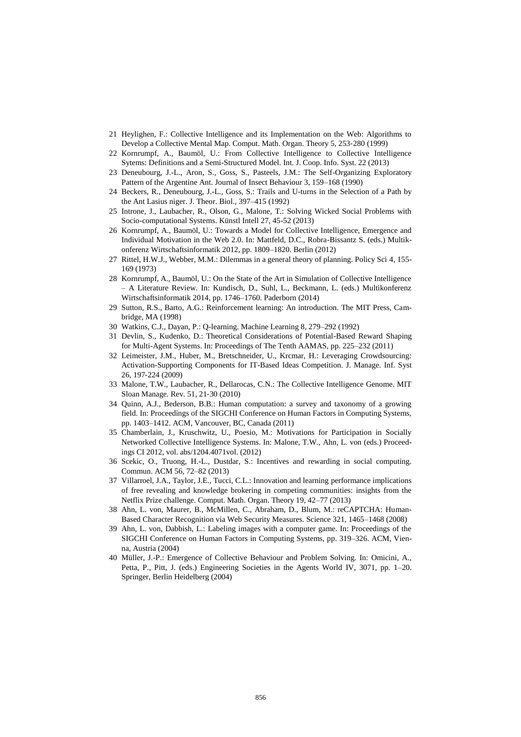21 Heylighen, F.: Collective Intelligence and its Implementation on the Web: Algorithms to Develop a Collective Mental Map. Comput. Math. Organ. Theory 5, 253-280 (1999)

22 Kornrumpf, A., Baumöl, U.: From Collective Intelligence to Collective Intelligence Sytems: Definitions and a Semi-Structured Model. Int. J. Coop. Info. Syst. 22 (2013)

23 Deneubourg, J.-L., Aron, S., Goss, S., Pasteels, J.M.: The Self-Organizing Exploratory Pattern of the Argentine Ant. Journal of Insect Behaviour 3, 159–168 (1990)

24 Beckers, R., Deneubourg, J.-L., Goss, S.: Trails and U-turns in the Selection of a Path by the Ant Lasius niger. J. Theor. Biol., 397–415 (1992)

25 Introne, J., Laubacher, R., Olson, G., Malone, T.: Solving Wicked Social Problems with Socio-computational Systems. Künstl Intell 27, 45-52 (2013)

26 Kornrumpf, A., Baumöl, U.: Towards a Model for Collective Intelligence, Emergence and Individual Motivation in the Web 2.0. In: Mattfeld, D.C., Robra-Bissantz S. (eds.) Multikonferenz Wirtschaftsinformatik 2012, pp. 1809–1820. Berlin (2012)

27 Rittel, H.W.J., Webber, M.M.: Dilemmas in a general theory of planning. Policy Sci 4, 155-169 (1973)

28 Kornrumpf, A., Baumöl, U.: On the State of the Art in Simulation of Collective Intelligence – A Literature Review. In: Kundisch, D., Suhl, L., Beckmann, L. (eds.) Multikonferenz Wirtschaftsinformatik 2014, pp. 1746–1760. Paderborn (2014)

29 Sutton, R.S., Barto, A.G.: Reinforcement learning: An introduction. The MIT Press, Cambridge, MA (1998)

30 Watkins, C.J., Dayan, P.: Q-learning. Machine Learning 8, 279–292 (1992)

31 Devlin, S., Kudenko, D.: Theoretical Considerations of Potential-Based Reward Shaping for Multi-Agent Systems. In: Proceedings of The Tenth AAMAS, pp. 225–232 (2011)

32 Leimeister, J.M., Huber, M., Bretschneider, U., Krcmar, H.: Leveraging Crowdsourcing: Activation-Supporting Components for IT-Based Ideas Competition. J. Manage. Inf. Syst 26, 197-224 (2009)

33 Malone, T.W., Laubacher, R., Dellarocas, C.N.: The Collective Intelligence Genome. MIT Sloan Manage. Rev. 51, 21-30 (2010)

34 Quinn, A.J., Bederson, B.B.: Human computation: a survey and taxonomy of a growing field. In: Proceedings of the SIGCHI Conference on Human Factors in Computing Systems, pp. 1403–1412. ACM, Vancouver, BC, Canada (2011)

35 Chamberlain, J., Kruschwitz, U., Poesio, M.: Motivations for Participation in Socially Networked Collective Intelligence Systems. In: Malone, T.W., Ahn, L. von (eds.) Proceedings CI 2012, vol. abs/1204.4071vol. (2012)

36 Scekic, O., Truong, H.-L., Dustdar, S.: Incentives and rewarding in social computing. Commun. ACM 56, 72–82 (2013)

37 Villarroel, J.A., Taylor, J.E., Tucci, C.L.: Innovation and learning performance implications of free revealing and knowledge brokering in competing communities: insights from the Netflix Prize challenge. Comput. Math. Organ. Theory 19, 42–77 (2013)

38 Ahn, L. von, Maurer, B., McMillen, C., Abraham, D., Blum, M.: reCAPTCHA: Human-Based Character Recognition via Web Security Measures. Science 321, 1465–1468 (2008)

39 Ahn, L. von, Dabbish, L.: Labeling images with a computer game. In: Proceedings of the SIGCHI Conference on Human Factors in Computing Systems, pp. 319–326. ACM, Vienna, Austria (2004)

40 Müller, J.-P.: Emergence of Collective Behaviour and Problem Solving. In: Omicini, A., Petta, P., Pitt, J. (eds.) Engineering Societies in the Agents World IV, 3071, pp. 1–20. Springer, Berlin Heidelberg (2004)